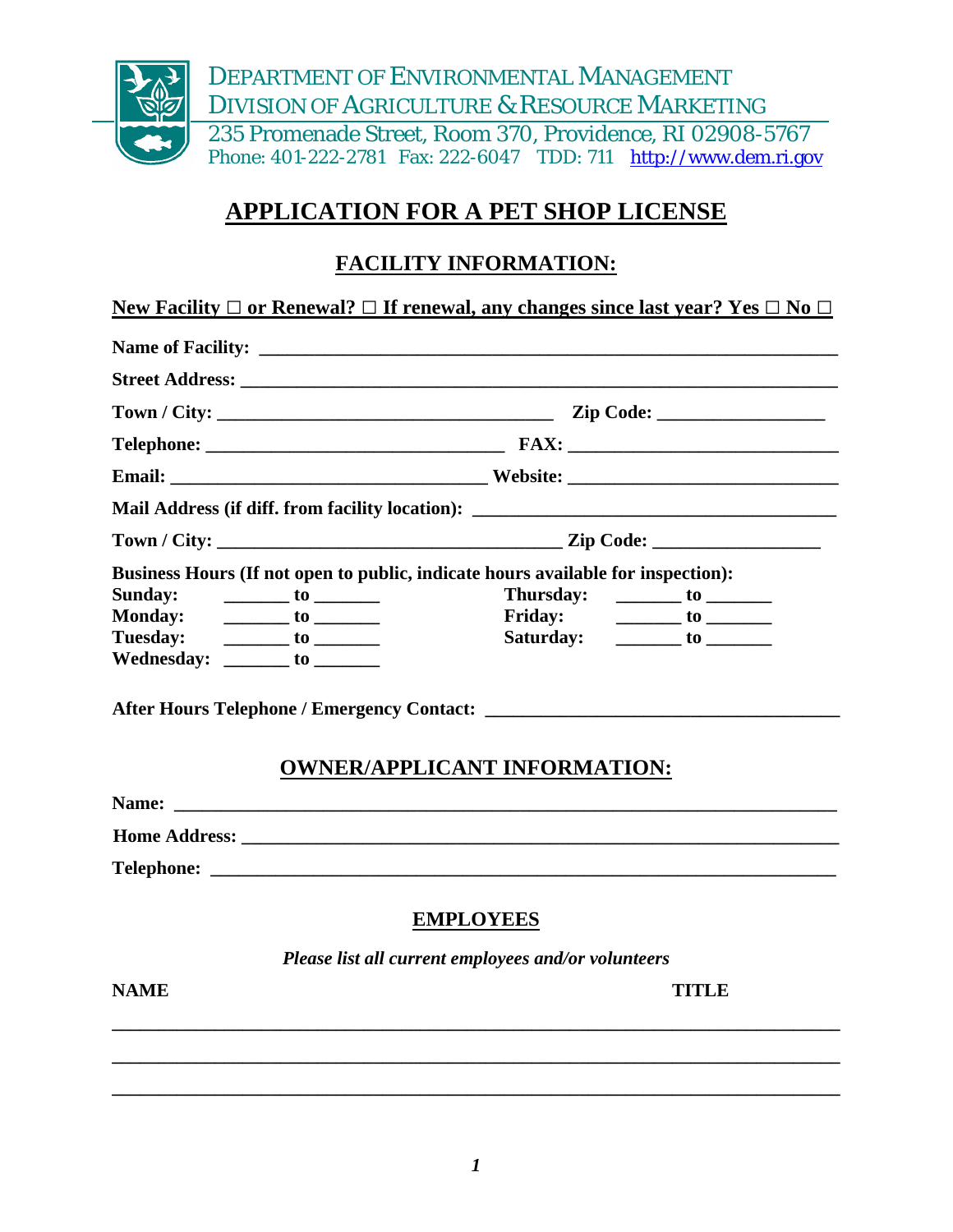DEPARTMENT OF ENVIRONMENTAL MANAGEMENT
DIVISION OF AGRICULTURE & RESOURCE MARKETING
235 Promenade Street, Room 370, Providence, RI 02908-5767
Phone: 401-222-2781 Fax: 222-6047 TDD: 711 http://www.dem.ri.gov

# APPLICATION FOR A PET SHOP LICENSE

## FACILITY INFORMATION:

**New Facility ☐ or Renewal? ☐ If renewal, any changes since last year? Yes ☐ No ☐**

**Name of Facility:** ____________________________________________________________

**Street Address:** ____________________________________________________________

**Town / City:** ____________________________________ **Zip Code:** ________________

**Telephone:** ________________________________ **FAX:** ___________________________

**Email:** _________________________________ **Website:** ___________________________

**Mail Address (if diff. from facility location):** ___________________________________

**Town / City:** ____________________________________ **Zip Code:** ________________

**Business Hours (If not open to public, indicate hours available for inspection):**

**Sunday:** _______ **to** _______ **Thursday:** _______ **to** _______
**Monday:** _______ **to** _______ **Friday:** _______ **to** _______
**Tuesday:** _______ **to** _______ **Saturday:** _______ **to** _______
**Wednesday:** _______ **to** _______

**After Hours Telephone / Emergency Contact:** ___________________________________

## OWNER/APPLICANT INFORMATION:

**Name:** _______________________________________________________________________

**Home Address:** ________________________________________________________________

**Telephone:** ___________________________________________________________________

## EMPLOYEES

*Please list all current employees and/or volunteers*

**NAME** **TITLE**

_________________________________________________________________________

_________________________________________________________________________

_________________________________________________________________________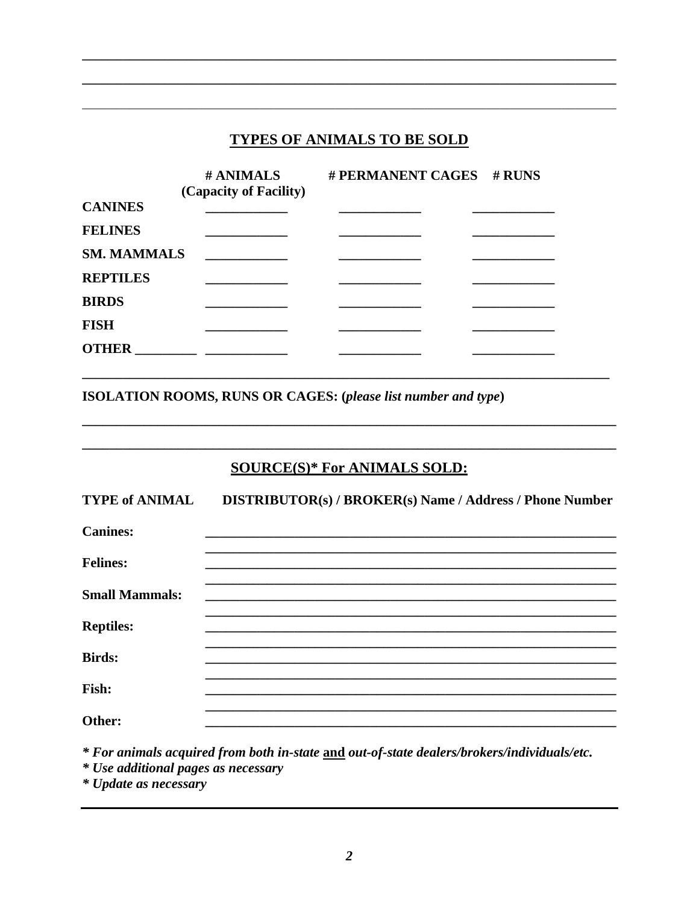## TYPES OF ANIMALS TO BE SOLD

| | # ANIMALS (Capacity of Facility) | # PERMANENT CAGES | # RUNS |
|---|---|---|---|
| CANINES | ____________ | ____________ | ____________ |
| FELINES | ____________ | ____________ | ____________ |
| SM. MAMMALS | ____________ | ____________ | ____________ |
| REPTILES | ____________ | ____________ | ____________ |
| BIRDS | ____________ | ____________ | ____________ |
| FISH | ____________ | ____________ | ____________ |
| OTHER _________ | ____________ | ____________ | ____________ |

**ISOLATION ROOMS, RUNS OR CAGES: (*please list number and type*)**

________________________________________________________________________________

________________________________________________________________________________

## SOURCE(S)* For ANIMALS SOLD:

| TYPE of ANIMAL | DISTRIBUTOR(s) / BROKER(s) Name / Address / Phone Number |
|---|---|
| Canines: | ____________________________________________________________ |
| Felines: | ____________________________________________________________ |
| Small Mammals: | ____________________________________________________________ |
| Reptiles: | ____________________________________________________________ |
| Birds: | ____________________________________________________________ |
| Fish: | ____________________________________________________________ |
| Other: | ____________________________________________________________ |

***For animals acquired from both in-state and out-of-state dealers/brokers/individuals/etc.***

***Use additional pages as necessary***

***Update as necessary***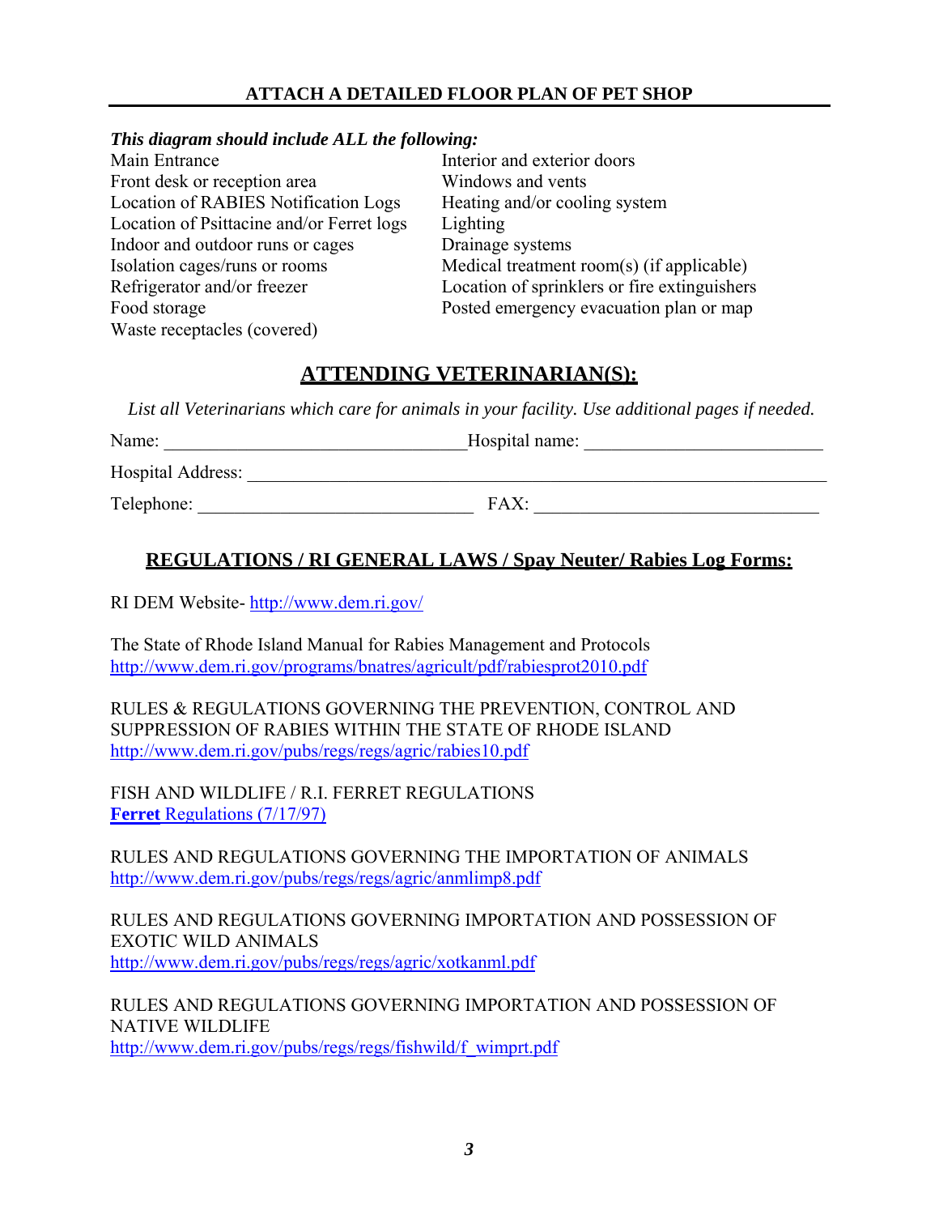## ATTACH A DETAILED FLOOR PLAN OF PET SHOP

***This diagram should include ALL the following:***

- Main Entrance
- Front desk or reception area
- Location of RABIES Notification Logs
- Location of Psittacine and/or Ferret logs
- Indoor and outdoor runs or cages
- Isolation cages/runs or rooms
- Refrigerator and/or freezer
- Food storage
- Waste receptacles (covered)
- Interior and exterior doors
- Windows and vents
- Heating and/or cooling system
- Lighting
- Drainage systems
- Medical treatment room(s) (if applicable)
- Location of sprinklers or fire extinguishers
- Posted emergency evacuation plan or map

## ATTENDING VETERINARIAN(S):

*List all Veterinarians which care for animals in your facility. Use additional pages if needed.*

Name: ________________________________ Hospital name: _________________________

Hospital Address: _______________________________________________________________

Telephone: _____________________________ FAX: ______________________________

## REGULATIONS / RI GENERAL LAWS / Spay Neuter/ Rabies Log Forms:

RI DEM Website- http://www.dem.ri.gov/

The State of Rhode Island Manual for Rabies Management and Protocols
http://www.dem.ri.gov/programs/bnatres/agricult/pdf/rabiesprot2010.pdf

RULES & REGULATIONS GOVERNING THE PREVENTION, CONTROL AND SUPPRESSION OF RABIES WITHIN THE STATE OF RHODE ISLAND
http://www.dem.ri.gov/pubs/regs/regs/agric/rabies10.pdf

FISH AND WILDLIFE / R.I. FERRET REGULATIONS
**Ferret** Regulations (7/17/97)

RULES AND REGULATIONS GOVERNING THE IMPORTATION OF ANIMALS
http://www.dem.ri.gov/pubs/regs/regs/agric/anmlimp8.pdf

RULES AND REGULATIONS GOVERNING IMPORTATION AND POSSESSION OF EXOTIC WILD ANIMALS
http://www.dem.ri.gov/pubs/regs/regs/agric/xotkanml.pdf

RULES AND REGULATIONS GOVERNING IMPORTATION AND POSSESSION OF NATIVE WILDLIFE
http://www.dem.ri.gov/pubs/regs/regs/fishwild/f_wimprt.pdf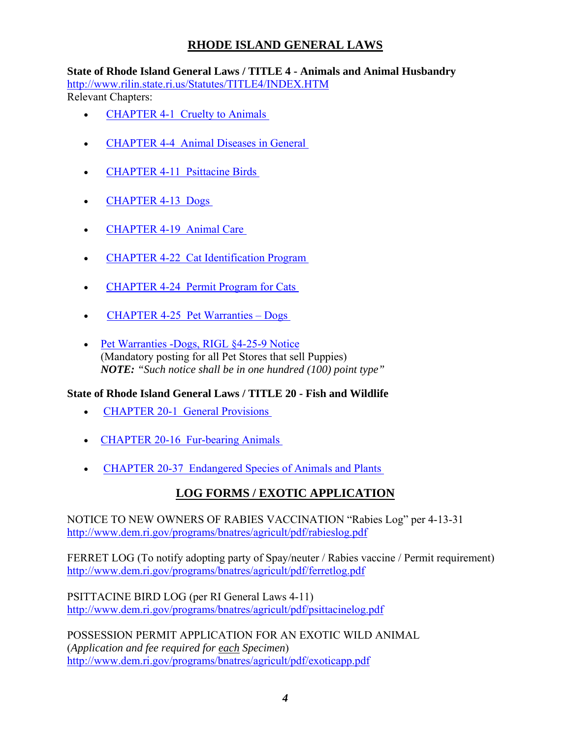## RHODE ISLAND GENERAL LAWS

**State of Rhode Island General Laws / TITLE 4 - Animals and Animal Husbandry**
http://www.rilin.state.ri.us/Statutes/TITLE4/INDEX.HTM
Relevant Chapters:

- CHAPTER 4-1 Cruelty to Animals
- CHAPTER 4-4 Animal Diseases in General
- CHAPTER 4-11 Psittacine Birds
- CHAPTER 4-13 Dogs
- CHAPTER 4-19 Animal Care
- CHAPTER 4-22 Cat Identification Program
- CHAPTER 4-24 Permit Program for Cats
- CHAPTER 4-25 Pet Warranties – Dogs
- Pet Warranties -Dogs, RIGL §4-25-9 Notice
  (Mandatory posting for all Pet Stores that sell Puppies)
  ***NOTE:*** *"Such notice shall be in one hundred (100) point type"*

**State of Rhode Island General Laws / TITLE 20 - Fish and Wildlife**

- CHAPTER 20-1 General Provisions
- CHAPTER 20-16 Fur-bearing Animals
- CHAPTER 20-37 Endangered Species of Animals and Plants

## LOG FORMS / EXOTIC APPLICATION

NOTICE TO NEW OWNERS OF RABIES VACCINATION "Rabies Log" per 4-13-31
http://www.dem.ri.gov/programs/bnatres/agricult/pdf/rabieslog.pdf

FERRET LOG (To notify adopting party of Spay/neuter / Rabies vaccine / Permit requirement)
http://www.dem.ri.gov/programs/bnatres/agricult/pdf/ferretlog.pdf

PSITTACINE BIRD LOG (per RI General Laws 4-11)
http://www.dem.ri.gov/programs/bnatres/agricult/pdf/psittacinelog.pdf

POSSESSION PERMIT APPLICATION FOR AN EXOTIC WILD ANIMAL
(*Application and fee required for each Specimen*)
http://www.dem.ri.gov/programs/bnatres/agricult/pdf/exoticapp.pdf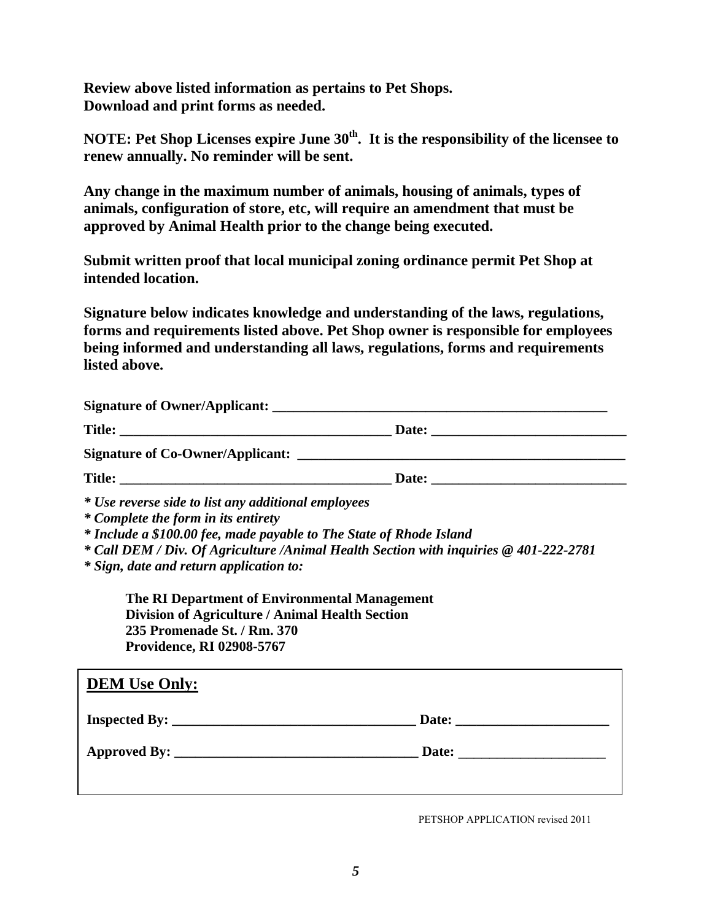**Review above listed information as pertains to Pet Shops.**
**Download and print forms as needed.**

**NOTE: Pet Shop Licenses expire June 30th. It is the responsibility of the licensee to renew annually. No reminder will be sent.**

**Any change in the maximum number of animals, housing of animals, types of animals, configuration of store, etc, will require an amendment that must be approved by Animal Health prior to the change being executed.**

**Submit written proof that local municipal zoning ordinance permit Pet Shop at intended location.**

**Signature below indicates knowledge and understanding of the laws, regulations, forms and requirements listed above. Pet Shop owner is responsible for employees being informed and understanding all laws, regulations, forms and requirements listed above.**

**Signature of Owner/Applicant:** ___________________________________________________

**Title:** ________________________________________ **Date:** ____________________________

**Signature of Co-Owner/Applicant:** ________________________________________________

**Title:** ________________________________________ **Date:** ____________________________

***\* Use reverse side to list any additional employees***
***\* Complete the form in its entirety***
***\* Include a $100.00 fee, made payable to The State of Rhode Island***
***\* Call DEM / Div. Of Agriculture /Animal Health Section with inquiries @ 401-222-2781***
***\* Sign, date and return application to:***

> **The RI Department of Environmental Management**
> **Division of Agriculture / Animal Health Section**
> **235 Promenade St. / Rm. 370**
> **Providence, RI 02908-5767**

**DEM Use Only:**

**Inspected By:** ___________________________________ **Date:** ______________________

**Approved By:** ___________________________________ **Date:** _____________________

PETSHOP APPLICATION revised 2011